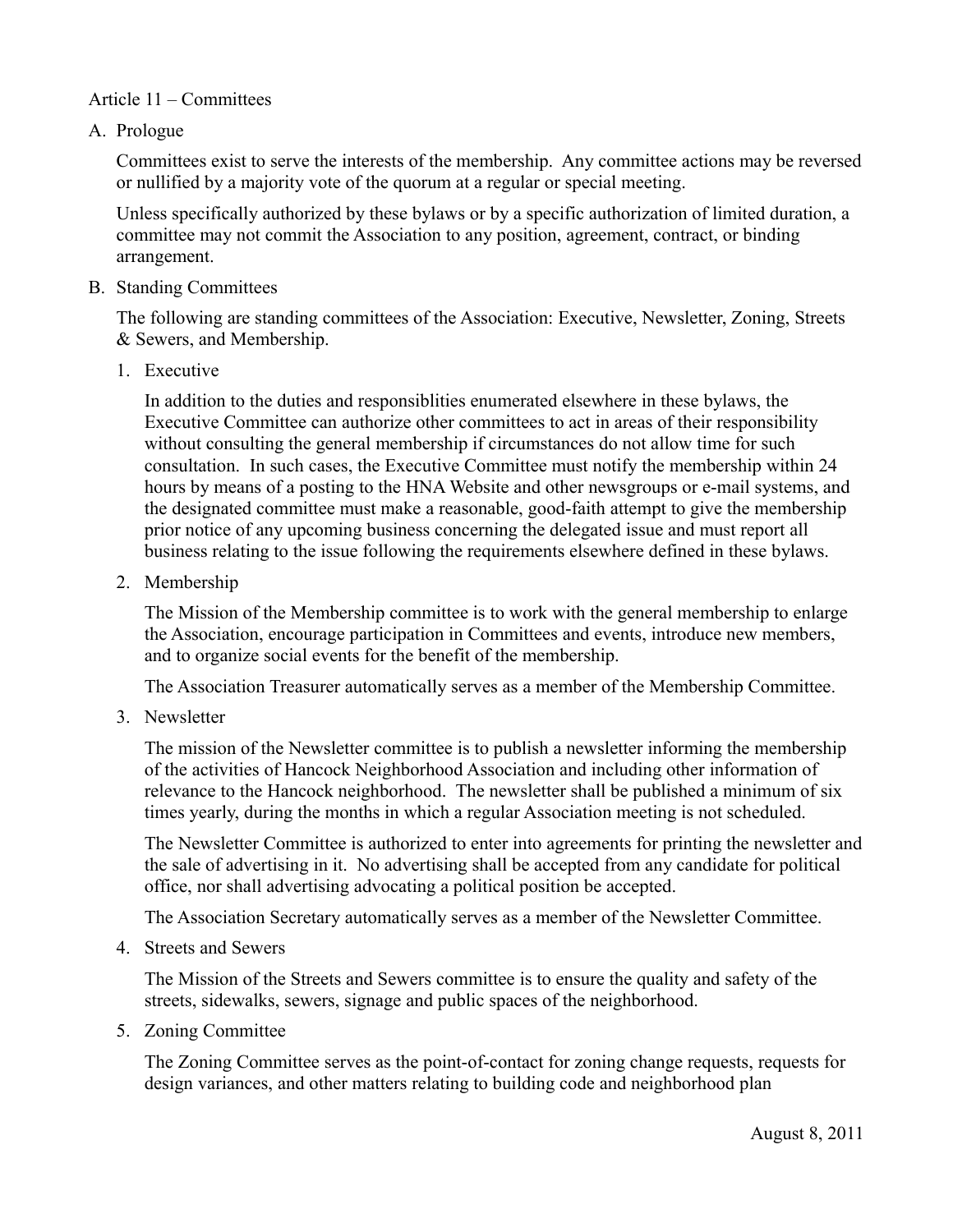# Article 11 – Committees

## A. Prologue

Committees exist to serve the interests of the membership. Any committee actions may be reversed or nullified by a majority vote of the quorum at a regular or special meeting.

Unless specifically authorized by these bylaws or by a specific authorization of limited duration, a committee may not commit the Association to any position, agreement, contract, or binding arrangement.

## B. Standing Committees

The following are standing committees of the Association: Executive, Newsletter, Zoning, Streets & Sewers, and Membership.

### 1. Executive

In addition to the duties and responsiblities enumerated elsewhere in these bylaws, the Executive Committee can authorize other committees to act in areas of their responsibility without consulting the general membership if circumstances do not allow time for such consultation. In such cases, the Executive Committee must notify the membership within 24 hours by means of a posting to the HNA Website and other newsgroups or e-mail systems, and the designated committee must make a reasonable, good-faith attempt to give the membership prior notice of any upcoming business concerning the delegated issue and must report all business relating to the issue following the requirements elsewhere defined in these bylaws.

### 2. Membership

The Mission of the Membership committee is to work with the general membership to enlarge the Association, encourage participation in Committees and events, introduce new members, and to organize social events for the benefit of the membership.

The Association Treasurer automatically serves as a member of the Membership Committee.

### 3. Newsletter

The mission of the Newsletter committee is to publish a newsletter informing the membership of the activities of Hancock Neighborhood Association and including other information of relevance to the Hancock neighborhood. The newsletter shall be published a minimum of six times yearly, during the months in which a regular Association meeting is not scheduled.

The Newsletter Committee is authorized to enter into agreements for printing the newsletter and the sale of advertising in it. No advertising shall be accepted from any candidate for political office, nor shall advertising advocating a political position be accepted.

The Association Secretary automatically serves as a member of the Newsletter Committee.

### 4. Streets and Sewers

The Mission of the Streets and Sewers committee is to ensure the quality and safety of the streets, sidewalks, sewers, signage and public spaces of the neighborhood.

### 5. Zoning Committee

The Zoning Committee serves as the point-of-contact for zoning change requests, requests for design variances, and other matters relating to building code and neighborhood plan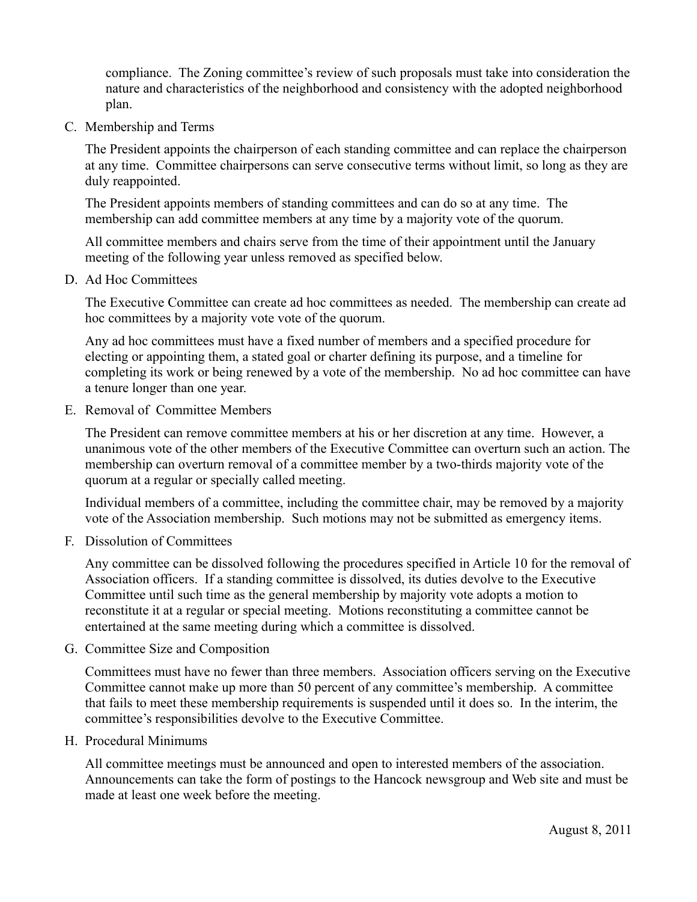compliance. The Zoning committee's review of such proposals must take into consideration the nature and characteristics of the neighborhood and consistency with the adopted neighborhood plan.

C. Membership and Terms

   The President appoints the chairperson of each standing committee and can replace the chairperson at any time. Committee chairpersons can serve consecutive terms without limit, so long as they are duly reappointed.

   The President appoints members of standing committees and can do so at any time. The membership can add committee members at any time by a majority vote of the quorum.

   All committee members and chairs serve from the time of their appointment until the January meeting of the following year unless removed as specified below.

D. Ad Hoc Committees

   The Executive Committee can create ad hoc committees as needed. The membership can create ad hoc committees by a majority vote vote of the quorum.

   Any ad hoc committees must have a fixed number of members and a specified procedure for electing or appointing them, a stated goal or charter defining its purpose, and a timeline for completing its work or being renewed by a vote of the membership. No ad hoc committee can have a tenure longer than one year.

E. Removal of Committee Members

   The President can remove committee members at his or her discretion at any time. However, a unanimous vote of the other members of the Executive Committee can overturn such an action. The membership can overturn removal of a committee member by a two-thirds majority vote of the quorum at a regular or specially called meeting.

   Individual members of a committee, including the committee chair, may be removed by a majority vote of the Association membership. Such motions may not be submitted as emergency items.

F. Dissolution of Committees

   Any committee can be dissolved following the procedures specified in Article 10 for the removal of Association officers. If a standing committee is dissolved, its duties devolve to the Executive Committee until such time as the general membership by majority vote adopts a motion to reconstitute it at a regular or special meeting. Motions reconstituting a committee cannot be entertained at the same meeting during which a committee is dissolved.

G. Committee Size and Composition

   Committees must have no fewer than three members. Association officers serving on the Executive Committee cannot make up more than 50 percent of any committee's membership. A committee that fails to meet these membership requirements is suspended until it does so. In the interim, the committee's responsibilities devolve to the Executive Committee.

H. Procedural Minimums

   All committee meetings must be announced and open to interested members of the association. Announcements can take the form of postings to the Hancock newsgroup and Web site and must be made at least one week before the meeting.

August 8, 2011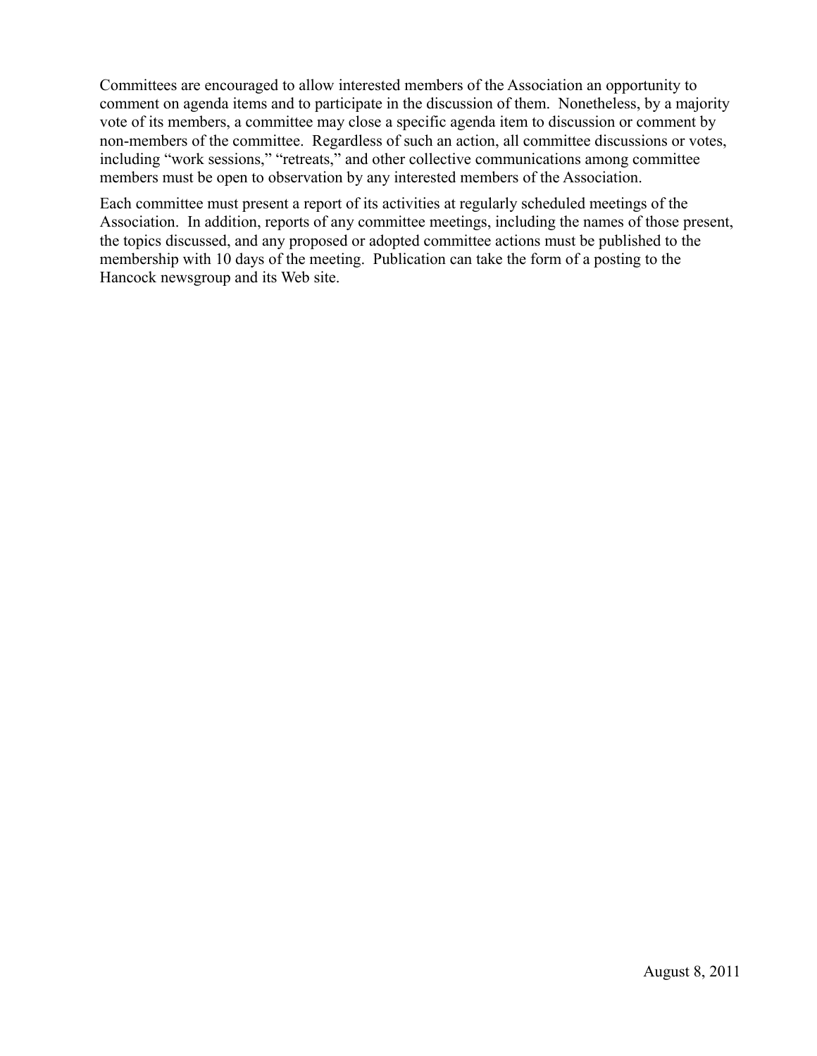Committees are encouraged to allow interested members of the Association an opportunity to comment on agenda items and to participate in the discussion of them. Nonetheless, by a majority vote of its members, a committee may close a specific agenda item to discussion or comment by non-members of the committee. Regardless of such an action, all committee discussions or votes, including "work sessions," "retreats," and other collective communications among committee members must be open to observation by any interested members of the Association.

Each committee must present a report of its activities at regularly scheduled meetings of the Association. In addition, reports of any committee meetings, including the names of those present, the topics discussed, and any proposed or adopted committee actions must be published to the membership with 10 days of the meeting. Publication can take the form of a posting to the Hancock newsgroup and its Web site.

August 8, 2011